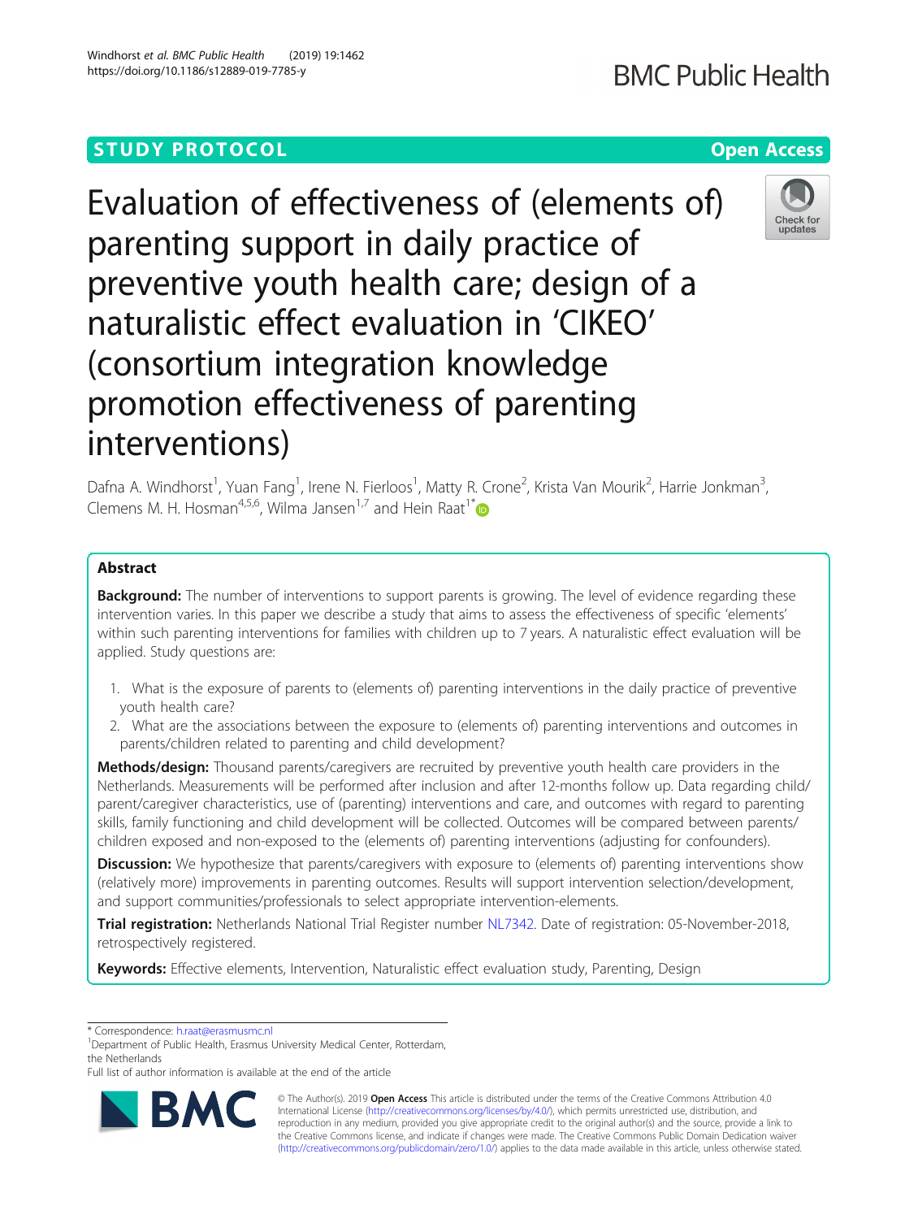STUDY PROTOCOL

Open Access

# Evaluation of effectiveness of (elements of) parenting support in daily practice of preventive youth health care; design of a naturalistic effect evaluation in 'CIKEO' (consortium integration knowledge promotion effectiveness of parenting interventions)

Dafna A. Windhorst[1], Yuan Fang[1], Irene N. Fierloos[1], Matty R. Crone[2], Krista Van Mourik[2], Harrie Jonkman[3], Clemens M. H. Hosman[4,5,6], Wilma Jansen[1,7] and Hein Raat[1*]

## Abstract

**Background:** The number of interventions to support parents is growing. The level of evidence regarding these intervention varies. In this paper we describe a study that aims to assess the effectiveness of specific 'elements' within such parenting interventions for families with children up to 7 years. A naturalistic effect evaluation will be applied. Study questions are:

1. What is the exposure of parents to (elements of) parenting interventions in the daily practice of preventive youth health care?
2. What are the associations between the exposure to (elements of) parenting interventions and outcomes in parents/children related to parenting and child development?

**Methods/design:** Thousand parents/caregivers are recruited by preventive youth health care providers in the Netherlands. Measurements will be performed after inclusion and after 12-months follow up. Data regarding child/parent/caregiver characteristics, use of (parenting) interventions and care, and outcomes with regard to parenting skills, family functioning and child development will be collected. Outcomes will be compared between parents/children exposed and non-exposed to the (elements of) parenting interventions (adjusting for confounders).

**Discussion:** We hypothesize that parents/caregivers with exposure to (elements of) parenting interventions show (relatively more) improvements in parenting outcomes. Results will support intervention selection/development, and support communities/professionals to select appropriate intervention-elements.

**Trial registration:** Netherlands National Trial Register number NL7342. Date of registration: 05-November-2018, retrospectively registered.

**Keywords:** Effective elements, Intervention, Naturalistic effect evaluation study, Parenting, Design

---

* Correspondence: h.raat@erasmusmc.nl
[1]Department of Public Health, Erasmus University Medical Center, Rotterdam, the Netherlands
Full list of author information is available at the end of the article

© The Author(s). 2019 **Open Access** This article is distributed under the terms of the Creative Commons Attribution 4.0 International License (http://creativecommons.org/licenses/by/4.0/), which permits unrestricted use, distribution, and reproduction in any medium, provided you give appropriate credit to the original author(s) and the source, provide a link to the Creative Commons license, and indicate if changes were made. The Creative Commons Public Domain Dedication waiver (http://creativecommons.org/publicdomain/zero/1.0/) applies to the data made available in this article, unless otherwise stated.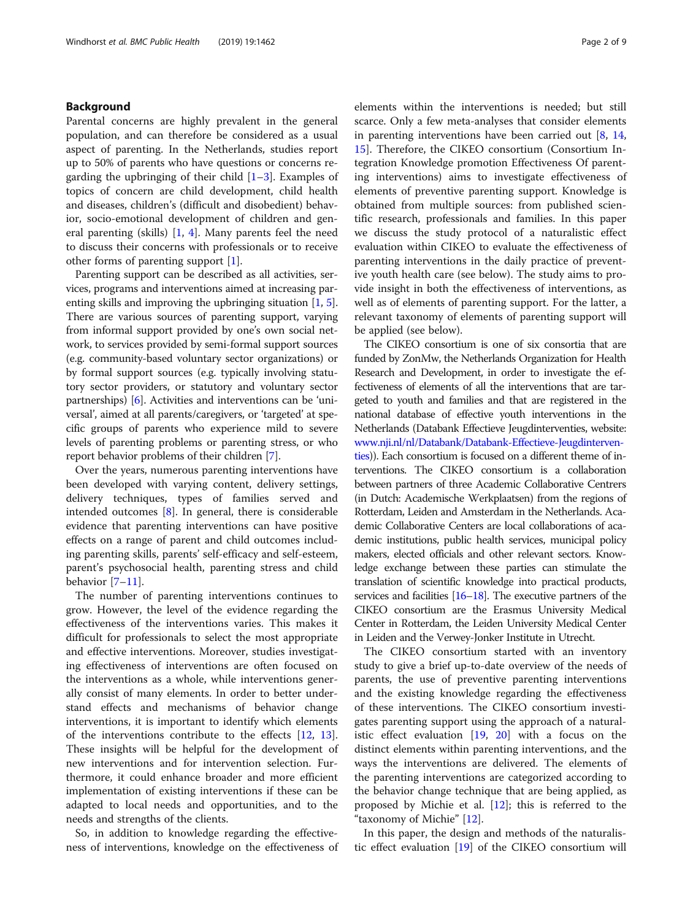## Background

Parental concerns are highly prevalent in the general population, and can therefore be considered as a usual aspect of parenting. In the Netherlands, studies report up to 50% of parents who have questions or concerns regarding the upbringing of their child [1–3]. Examples of topics of concern are child development, child health and diseases, children's (difficult and disobedient) behavior, socio-emotional development of children and general parenting (skills) [1, 4]. Many parents feel the need to discuss their concerns with professionals or to receive other forms of parenting support [1].

Parenting support can be described as all activities, services, programs and interventions aimed at increasing parenting skills and improving the upbringing situation [1, 5]. There are various sources of parenting support, varying from informal support provided by one's own social network, to services provided by semi-formal support sources (e.g. community-based voluntary sector organizations) or by formal support sources (e.g. typically involving statutory sector providers, or statutory and voluntary sector partnerships) [6]. Activities and interventions can be 'universal', aimed at all parents/caregivers, or 'targeted' at specific groups of parents who experience mild to severe levels of parenting problems or parenting stress, or who report behavior problems of their children [7].

Over the years, numerous parenting interventions have been developed with varying content, delivery settings, delivery techniques, types of families served and intended outcomes [8]. In general, there is considerable evidence that parenting interventions can have positive effects on a range of parent and child outcomes including parenting skills, parents' self-efficacy and self-esteem, parent's psychosocial health, parenting stress and child behavior [7–11].

The number of parenting interventions continues to grow. However, the level of the evidence regarding the effectiveness of the interventions varies. This makes it difficult for professionals to select the most appropriate and effective interventions. Moreover, studies investigating effectiveness of interventions are often focused on the interventions as a whole, while interventions generally consist of many elements. In order to better understand effects and mechanisms of behavior change interventions, it is important to identify which elements of the interventions contribute to the effects [12, 13]. These insights will be helpful for the development of new interventions and for intervention selection. Furthermore, it could enhance broader and more efficient implementation of existing interventions if these can be adapted to local needs and opportunities, and to the needs and strengths of the clients.

So, in addition to knowledge regarding the effectiveness of interventions, knowledge on the effectiveness of elements within the interventions is needed; but still scarce. Only a few meta-analyses that consider elements in parenting interventions have been carried out [8, 14, 15]. Therefore, the CIKEO consortium (Consortium Integration Knowledge promotion Effectiveness Of parenting interventions) aims to investigate effectiveness of elements of preventive parenting support. Knowledge is obtained from multiple sources: from published scientific research, professionals and families. In this paper we discuss the study protocol of a naturalistic effect evaluation within CIKEO to evaluate the effectiveness of parenting interventions in the daily practice of preventive youth health care (see below). The study aims to provide insight in both the effectiveness of interventions, as well as of elements of parenting support. For the latter, a relevant taxonomy of elements of parenting support will be applied (see below).

The CIKEO consortium is one of six consortia that are funded by ZonMw, the Netherlands Organization for Health Research and Development, in order to investigate the effectiveness of elements of all the interventions that are targeted to youth and families and that are registered in the national database of effective youth interventions in the Netherlands (Databank Effectieve Jeugdinterventies, website: www.nji.nl/nl/Databank/Databank-Effectieve-Jeugdinterventies)). Each consortium is focused on a different theme of interventions. The CIKEO consortium is a collaboration between partners of three Academic Collaborative Centres (in Dutch: Academische Werkplaatsen) from the regions of Rotterdam, Leiden and Amsterdam in the Netherlands. Academic Collaborative Centers are local collaborations of academic institutions, public health services, municipal policy makers, elected officials and other relevant sectors. Knowledge exchange between these parties can stimulate the translation of scientific knowledge into practical products, services and facilities [16–18]. The executive partners of the CIKEO consortium are the Erasmus University Medical Center in Rotterdam, the Leiden University Medical Center in Leiden and the Verwey-Jonker Institute in Utrecht.

The CIKEO consortium started with an inventory study to give a brief up-to-date overview of the needs of parents, the use of preventive parenting interventions and the existing knowledge regarding the effectiveness of these interventions. The CIKEO consortium investigates parenting support using the approach of a naturalistic effect evaluation [19, 20] with a focus on the distinct elements within parenting interventions, and the ways the interventions are delivered. The elements of the parenting interventions are categorized according to the behavior change technique that are being applied, as proposed by Michie et al. [12]; this is referred to the "taxonomy of Michie" [12].

In this paper, the design and methods of the naturalistic effect evaluation [19] of the CIKEO consortium will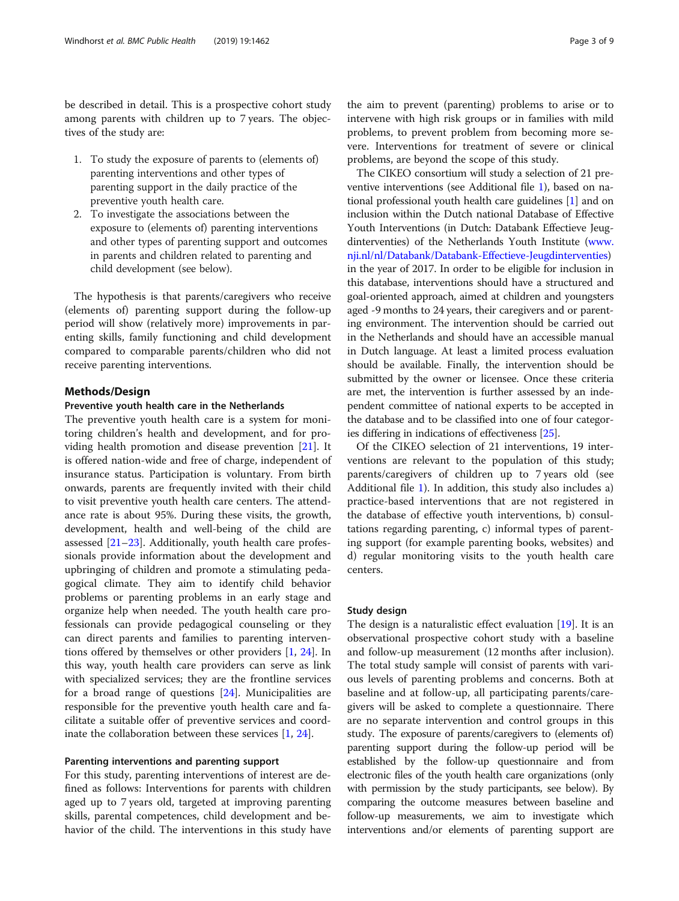be described in detail. This is a prospective cohort study among parents with children up to 7 years. The objectives of the study are:

1. To study the exposure of parents to (elements of) parenting interventions and other types of parenting support in the daily practice of the preventive youth health care.
2. To investigate the associations between the exposure to (elements of) parenting interventions and other types of parenting support and outcomes in parents and children related to parenting and child development (see below).

The hypothesis is that parents/caregivers who receive (elements of) parenting support during the follow-up period will show (relatively more) improvements in parenting skills, family functioning and child development compared to comparable parents/children who did not receive parenting interventions.

## Methods/Design

### Preventive youth health care in the Netherlands

The preventive youth health care is a system for monitoring children's health and development, and for providing health promotion and disease prevention [21]. It is offered nation-wide and free of charge, independent of insurance status. Participation is voluntary. From birth onwards, parents are frequently invited with their child to visit preventive youth health care centers. The attendance rate is about 95%. During these visits, the growth, development, health and well-being of the child are assessed [21–23]. Additionally, youth health care professionals provide information about the development and upbringing of children and promote a stimulating pedagogical climate. They aim to identify child behavior problems or parenting problems in an early stage and organize help when needed. The youth health care professionals can provide pedagogical counseling or they can direct parents and families to parenting interventions offered by themselves or other providers [1, 24]. In this way, youth health care providers can serve as link with specialized services; they are the frontline services for a broad range of questions [24]. Municipalities are responsible for the preventive youth health care and facilitate a suitable offer of preventive services and coordinate the collaboration between these services [1, 24].

### Parenting interventions and parenting support

For this study, parenting interventions of interest are defined as follows: Interventions for parents with children aged up to 7 years old, targeted at improving parenting skills, parental competences, child development and behavior of the child. The interventions in this study have the aim to prevent (parenting) problems to arise or to intervene with high risk groups or in families with mild problems, to prevent problem from becoming more severe. Interventions for treatment of severe or clinical problems, are beyond the scope of this study.

The CIKEO consortium will study a selection of 21 preventive interventions (see Additional file 1), based on national professional youth health care guidelines [1] and on inclusion within the Dutch national Database of Effective Youth Interventions (in Dutch: Databank Effectieve Jeugdinterventies) of the Netherlands Youth Institute (www.nji.nl/nl/Databank/Databank-Effectieve-Jeugdinterventies) in the year of 2017. In order to be eligible for inclusion in this database, interventions should have a structured and goal-oriented approach, aimed at children and youngsters aged -9 months to 24 years, their caregivers and or parenting environment. The intervention should be carried out in the Netherlands and should have an accessible manual in Dutch language. At least a limited process evaluation should be available. Finally, the intervention should be submitted by the owner or licensee. Once these criteria are met, the intervention is further assessed by an independent committee of national experts to be accepted in the database and to be classified into one of four categories differing in indications of effectiveness [25].

Of the CIKEO selection of 21 interventions, 19 interventions are relevant to the population of this study; parents/caregivers of children up to 7 years old (see Additional file 1). In addition, this study also includes a) practice-based interventions that are not registered in the database of effective youth interventions, b) consultations regarding parenting, c) informal types of parenting support (for example parenting books, websites) and d) regular monitoring visits to the youth health care centers.

### Study design

The design is a naturalistic effect evaluation [19]. It is an observational prospective cohort study with a baseline and follow-up measurement (12 months after inclusion). The total study sample will consist of parents with various levels of parenting problems and concerns. Both at baseline and at follow-up, all participating parents/caregivers will be asked to complete a questionnaire. There are no separate intervention and control groups in this study. The exposure of parents/caregivers to (elements of) parenting support during the follow-up period will be established by the follow-up questionnaire and from electronic files of the youth health care organizations (only with permission by the study participants, see below). By comparing the outcome measures between baseline and follow-up measurements, we aim to investigate which interventions and/or elements of parenting support are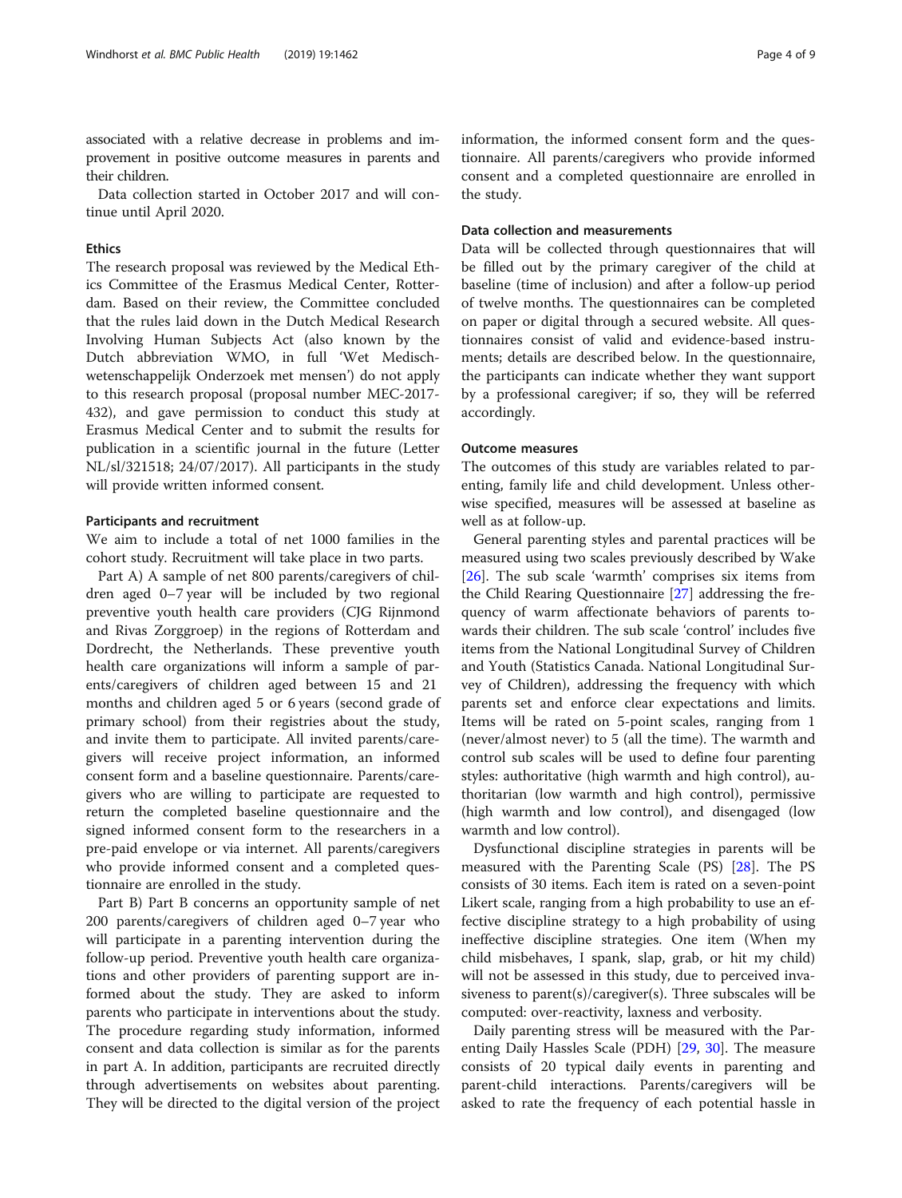associated with a relative decrease in problems and improvement in positive outcome measures in parents and their children.

Data collection started in October 2017 and will continue until April 2020.

### Ethics

The research proposal was reviewed by the Medical Ethics Committee of the Erasmus Medical Center, Rotterdam. Based on their review, the Committee concluded that the rules laid down in the Dutch Medical Research Involving Human Subjects Act (also known by the Dutch abbreviation WMO, in full 'Wet Medisch-wetenschappelijk Onderzoek met mensen') do not apply to this research proposal (proposal number MEC-2017-432), and gave permission to conduct this study at Erasmus Medical Center and to submit the results for publication in a scientific journal in the future (Letter NL/sl/321518; 24/07/2017). All participants in the study will provide written informed consent.

### Participants and recruitment

We aim to include a total of net 1000 families in the cohort study. Recruitment will take place in two parts.

Part A) A sample of net 800 parents/caregivers of children aged 0–7 year will be included by two regional preventive youth health care providers (CJG Rijnmond and Rivas Zorggroep) in the regions of Rotterdam and Dordrecht, the Netherlands. These preventive youth health care organizations will inform a sample of parents/caregivers of children aged between 15 and 21 months and children aged 5 or 6 years (second grade of primary school) from their registries about the study, and invite them to participate. All invited parents/caregivers will receive project information, an informed consent form and a baseline questionnaire. Parents/caregivers who are willing to participate are requested to return the completed baseline questionnaire and the signed informed consent form to the researchers in a pre-paid envelope or via internet. All parents/caregivers who provide informed consent and a completed questionnaire are enrolled in the study.

Part B) Part B concerns an opportunity sample of net 200 parents/caregivers of children aged 0–7 year who will participate in a parenting intervention during the follow-up period. Preventive youth health care organizations and other providers of parenting support are informed about the study. They are asked to inform parents who participate in interventions about the study. The procedure regarding study information, informed consent and data collection is similar as for the parents in part A. In addition, participants are recruited directly through advertisements on websites about parenting. They will be directed to the digital version of the project information, the informed consent form and the questionnaire. All parents/caregivers who provide informed consent and a completed questionnaire are enrolled in the study.

### Data collection and measurements

Data will be collected through questionnaires that will be filled out by the primary caregiver of the child at baseline (time of inclusion) and after a follow-up period of twelve months. The questionnaires can be completed on paper or digital through a secured website. All questionnaires consist of valid and evidence-based instruments; details are described below. In the questionnaire, the participants can indicate whether they want support by a professional caregiver; if so, they will be referred accordingly.

### Outcome measures

The outcomes of this study are variables related to parenting, family life and child development. Unless otherwise specified, measures will be assessed at baseline as well as at follow-up.

General parenting styles and parental practices will be measured using two scales previously described by Wake [26]. The sub scale 'warmth' comprises six items from the Child Rearing Questionnaire [27] addressing the frequency of warm affectionate behaviors of parents towards their children. The sub scale 'control' includes five items from the National Longitudinal Survey of Children and Youth (Statistics Canada. National Longitudinal Survey of Children), addressing the frequency with which parents set and enforce clear expectations and limits. Items will be rated on 5-point scales, ranging from 1 (never/almost never) to 5 (all the time). The warmth and control sub scales will be used to define four parenting styles: authoritative (high warmth and high control), authoritarian (low warmth and high control), permissive (high warmth and low control), and disengaged (low warmth and low control).

Dysfunctional discipline strategies in parents will be measured with the Parenting Scale (PS) [28]. The PS consists of 30 items. Each item is rated on a seven-point Likert scale, ranging from a high probability to use an effective discipline strategy to a high probability of using ineffective discipline strategies. One item (When my child misbehaves, I spank, slap, grab, or hit my child) will not be assessed in this study, due to perceived invasiveness to parent(s)/caregiver(s). Three subscales will be computed: over-reactivity, laxness and verbosity.

Daily parenting stress will be measured with the Parenting Daily Hassles Scale (PDH) [29, 30]. The measure consists of 20 typical daily events in parenting and parent-child interactions. Parents/caregivers will be asked to rate the frequency of each potential hassle in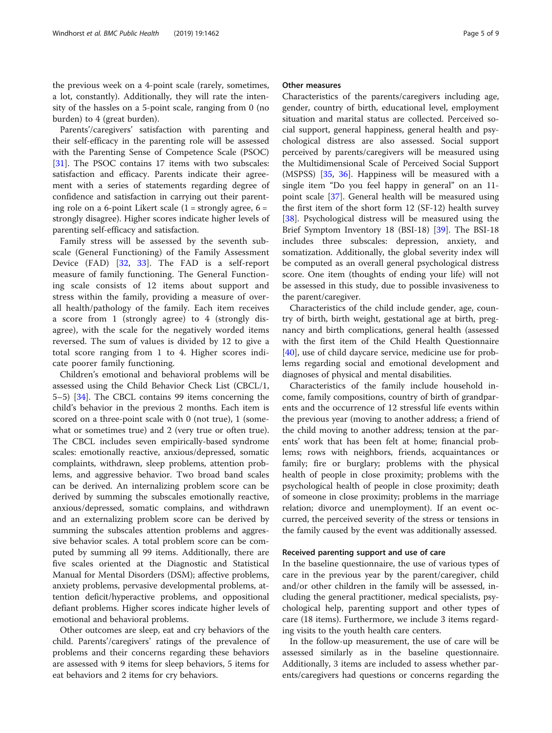the previous week on a 4-point scale (rarely, sometimes, a lot, constantly). Additionally, they will rate the intensity of the hassles on a 5-point scale, ranging from 0 (no burden) to 4 (great burden).

Parents'/caregivers' satisfaction with parenting and their self-efficacy in the parenting role will be assessed with the Parenting Sense of Competence Scale (PSOC) [31]. The PSOC contains 17 items with two subscales: satisfaction and efficacy. Parents indicate their agreement with a series of statements regarding degree of confidence and satisfaction in carrying out their parenting role on a 6-point Likert scale (1 = strongly agree, 6 = strongly disagree). Higher scores indicate higher levels of parenting self-efficacy and satisfaction.

Family stress will be assessed by the seventh subscale (General Functioning) of the Family Assessment Device (FAD) [32, 33]. The FAD is a self-report measure of family functioning. The General Functioning scale consists of 12 items about support and stress within the family, providing a measure of overall health/pathology of the family. Each item receives a score from 1 (strongly agree) to 4 (strongly disagree), with the scale for the negatively worded items reversed. The sum of values is divided by 12 to give a total score ranging from 1 to 4. Higher scores indicate poorer family functioning.

Children's emotional and behavioral problems will be assessed using the Child Behavior Check List (CBCL/1, 5–5) [34]. The CBCL contains 99 items concerning the child's behavior in the previous 2 months. Each item is scored on a three-point scale with 0 (not true), 1 (somewhat or sometimes true) and 2 (very true or often true). The CBCL includes seven empirically-based syndrome scales: emotionally reactive, anxious/depressed, somatic complaints, withdrawn, sleep problems, attention problems, and aggressive behavior. Two broad band scales can be derived. An internalizing problem score can be derived by summing the subscales emotionally reactive, anxious/depressed, somatic complains, and withdrawn and an externalizing problem score can be derived by summing the subscales attention problems and aggressive behavior scales. A total problem score can be computed by summing all 99 items. Additionally, there are five scales oriented at the Diagnostic and Statistical Manual for Mental Disorders (DSM); affective problems, anxiety problems, pervasive developmental problems, attention deficit/hyperactive problems, and oppositional defiant problems. Higher scores indicate higher levels of emotional and behavioral problems.

Other outcomes are sleep, eat and cry behaviors of the child. Parents'/caregivers' ratings of the prevalence of problems and their concerns regarding these behaviors are assessed with 9 items for sleep behaviors, 5 items for eat behaviors and 2 items for cry behaviors.

#### Other measures

Characteristics of the parents/caregivers including age, gender, country of birth, educational level, employment situation and marital status are collected. Perceived social support, general happiness, general health and psychological distress are also assessed. Social support perceived by parents/caregivers will be measured using the Multidimensional Scale of Perceived Social Support (MSPSS) [35, 36]. Happiness will be measured with a single item "Do you feel happy in general" on an 11-point scale [37]. General health will be measured using the first item of the short form 12 (SF-12) health survey [38]. Psychological distress will be measured using the Brief Symptom Inventory 18 (BSI-18) [39]. The BSI-18 includes three subscales: depression, anxiety, and somatization. Additionally, the global severity index will be computed as an overall general psychological distress score. One item (thoughts of ending your life) will not be assessed in this study, due to possible invasiveness to the parent/caregiver.

Characteristics of the child include gender, age, country of birth, birth weight, gestational age at birth, pregnancy and birth complications, general health (assessed with the first item of the Child Health Questionnaire [40], use of child daycare service, medicine use for problems regarding social and emotional development and diagnoses of physical and mental disabilities.

Characteristics of the family include household income, family compositions, country of birth of grandparents and the occurrence of 12 stressful life events within the previous year (moving to another address; a friend of the child moving to another address; tension at the parents' work that has been felt at home; financial problems; rows with neighbors, friends, acquaintances or family; fire or burglary; problems with the physical health of people in close proximity; problems with the psychological health of people in close proximity; death of someone in close proximity; problems in the marriage relation; divorce and unemployment). If an event occurred, the perceived severity of the stress or tensions in the family caused by the event was additionally assessed.

#### Received parenting support and use of care

In the baseline questionnaire, the use of various types of care in the previous year by the parent/caregiver, child and/or other children in the family will be assessed, including the general practitioner, medical specialists, psychological help, parenting support and other types of care (18 items). Furthermore, we include 3 items regarding visits to the youth health care centers.

In the follow-up measurement, the use of care will be assessed similarly as in the baseline questionnaire. Additionally, 3 items are included to assess whether parents/caregivers had questions or concerns regarding the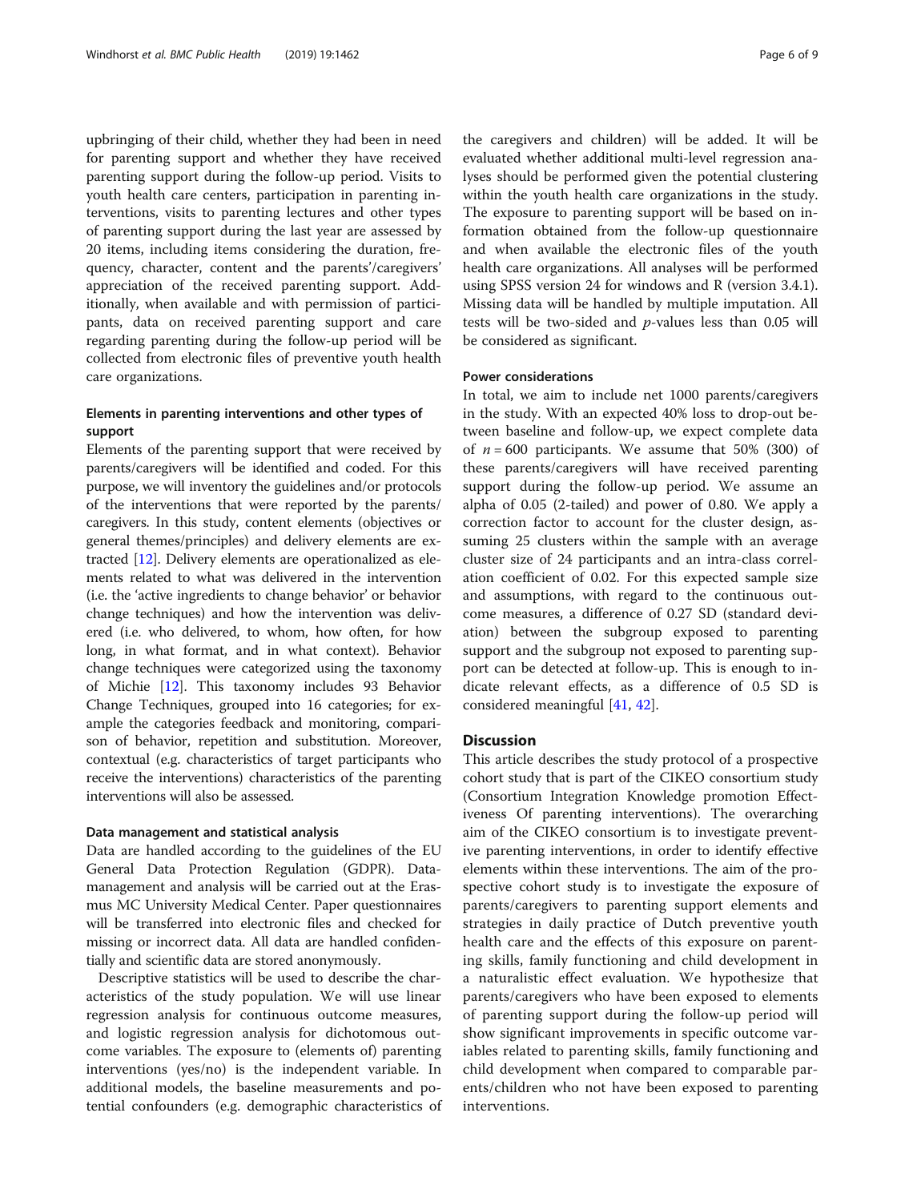upbringing of their child, whether they had been in need for parenting support and whether they have received parenting support during the follow-up period. Visits to youth health care centers, participation in parenting interventions, visits to parenting lectures and other types of parenting support during the last year are assessed by 20 items, including items considering the duration, frequency, character, content and the parents'/caregivers' appreciation of the received parenting support. Additionally, when available and with permission of participants, data on received parenting support and care regarding parenting during the follow-up period will be collected from electronic files of preventive youth health care organizations.

### Elements in parenting interventions and other types of support

Elements of the parenting support that were received by parents/caregivers will be identified and coded. For this purpose, we will inventory the guidelines and/or protocols of the interventions that were reported by the parents/caregivers. In this study, content elements (objectives or general themes/principles) and delivery elements are extracted [12]. Delivery elements are operationalized as elements related to what was delivered in the intervention (i.e. the 'active ingredients to change behavior' or behavior change techniques) and how the intervention was delivered (i.e. who delivered, to whom, how often, for how long, in what format, and in what context). Behavior change techniques were categorized using the taxonomy of Michie [12]. This taxonomy includes 93 Behavior Change Techniques, grouped into 16 categories; for example the categories feedback and monitoring, comparison of behavior, repetition and substitution. Moreover, contextual (e.g. characteristics of target participants who receive the interventions) characteristics of the parenting interventions will also be assessed.

#### Data management and statistical analysis

Data are handled according to the guidelines of the EU General Data Protection Regulation (GDPR). Data-management and analysis will be carried out at the Erasmus MC University Medical Center. Paper questionnaires will be transferred into electronic files and checked for missing or incorrect data. All data are handled confidentially and scientific data are stored anonymously.

Descriptive statistics will be used to describe the characteristics of the study population. We will use linear regression analysis for continuous outcome measures, and logistic regression analysis for dichotomous outcome variables. The exposure to (elements of) parenting interventions (yes/no) is the independent variable. In additional models, the baseline measurements and potential confounders (e.g. demographic characteristics of the caregivers and children) will be added. It will be evaluated whether additional multi-level regression analyses should be performed given the potential clustering within the youth health care organizations in the study. The exposure to parenting support will be based on information obtained from the follow-up questionnaire and when available the electronic files of the youth health care organizations. All analyses will be performed using SPSS version 24 for windows and R (version 3.4.1). Missing data will be handled by multiple imputation. All tests will be two-sided and $p$-values less than 0.05 will be considered as significant.

#### Power considerations

In total, we aim to include net 1000 parents/caregivers in the study. With an expected 40% loss to drop-out between baseline and follow-up, we expect complete data of $n = 600$ participants. We assume that 50% (300) of these parents/caregivers will have received parenting support during the follow-up period. We assume an alpha of 0.05 (2-tailed) and power of 0.80. We apply a correction factor to account for the cluster design, assuming 25 clusters within the sample with an average cluster size of 24 participants and an intra-class correlation coefficient of 0.02. For this expected sample size and assumptions, with regard to the continuous outcome measures, a difference of 0.27 SD (standard deviation) between the subgroup exposed to parenting support and the subgroup not exposed to parenting support can be detected at follow-up. This is enough to indicate relevant effects, as a difference of 0.5 SD is considered meaningful [41, 42].

## Discussion

This article describes the study protocol of a prospective cohort study that is part of the CIKEO consortium study (Consortium Integration Knowledge promotion Effectiveness Of parenting interventions). The overarching aim of the CIKEO consortium is to investigate preventive parenting interventions, in order to identify effective elements within these interventions. The aim of the prospective cohort study is to investigate the exposure of parents/caregivers to parenting support elements and strategies in daily practice of Dutch preventive youth health care and the effects of this exposure on parenting skills, family functioning and child development in a naturalistic effect evaluation. We hypothesize that parents/caregivers who have been exposed to elements of parenting support during the follow-up period will show significant improvements in specific outcome variables related to parenting skills, family functioning and child development when compared to comparable parents/children who not have been exposed to parenting interventions.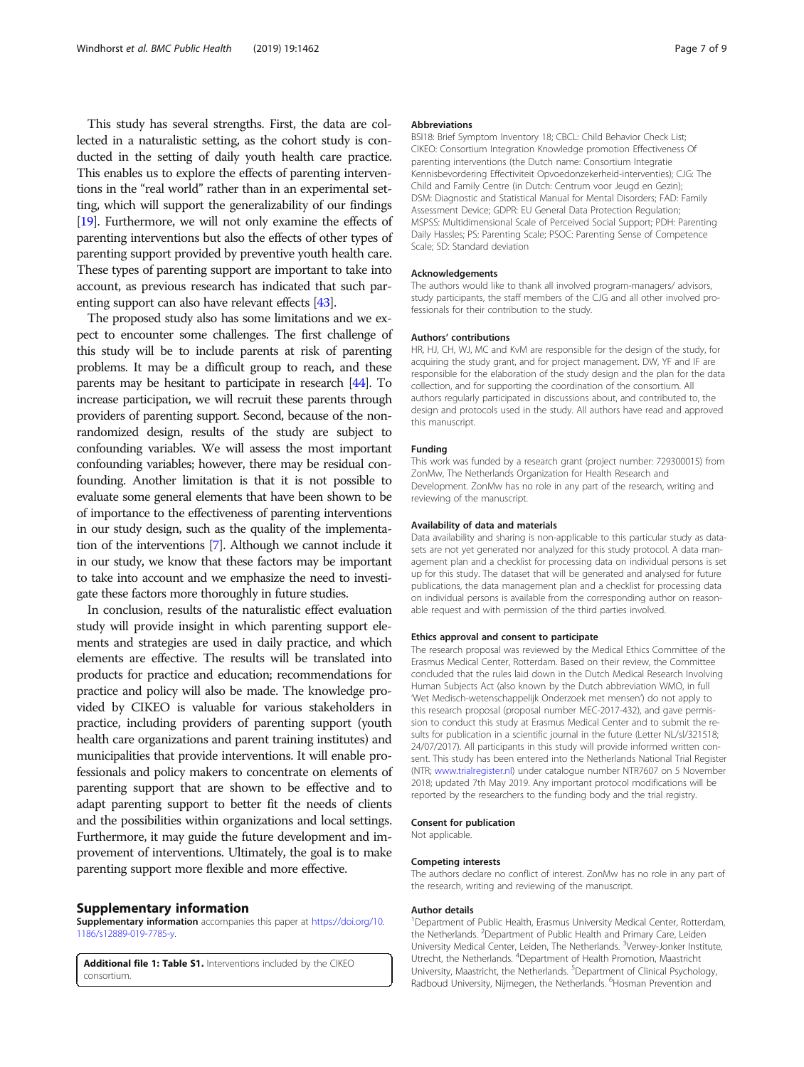This study has several strengths. First, the data are collected in a naturalistic setting, as the cohort study is conducted in the setting of daily youth health care practice. This enables us to explore the effects of parenting interventions in the "real world" rather than in an experimental setting, which will support the generalizability of our findings [19]. Furthermore, we will not only examine the effects of parenting interventions but also the effects of other types of parenting support provided by preventive youth health care. These types of parenting support are important to take into account, as previous research has indicated that such parenting support can also have relevant effects [43].

The proposed study also has some limitations and we expect to encounter some challenges. The first challenge of this study will be to include parents at risk of parenting problems. It may be a difficult group to reach, and these parents may be hesitant to participate in research [44]. To increase participation, we will recruit these parents through providers of parenting support. Second, because of the non-randomized design, results of the study are subject to confounding variables. We will assess the most important confounding variables; however, there may be residual confounding. Another limitation is that it is not possible to evaluate some general elements that have been shown to be of importance to the effectiveness of parenting interventions in our study design, such as the quality of the implementation of the interventions [7]. Although we cannot include it in our study, we know that these factors may be important to take into account and we emphasize the need to investigate these factors more thoroughly in future studies.

In conclusion, results of the naturalistic effect evaluation study will provide insight in which parenting support elements and strategies are used in daily practice, and which elements are effective. The results will be translated into products for practice and education; recommendations for practice and policy will also be made. The knowledge provided by CIKEO is valuable for various stakeholders in practice, including providers of parenting support (youth health care organizations and parent training institutes) and municipalities that provide interventions. It will enable professionals and policy makers to concentrate on elements of parenting support that are shown to be effective and to adapt parenting support to better fit the needs of clients and the possibilities within organizations and local settings. Furthermore, it may guide the future development and improvement of interventions. Ultimately, the goal is to make parenting support more flexible and more effective.

## Supplementary information

**Supplementary information** accompanies this paper at https://doi.org/10.1186/s12889-019-7785-y.

**Additional file 1: Table S1.** Interventions included by the CIKEO consortium.

#### Abbreviations

BSI18: Brief Symptom Inventory 18; CBCL: Child Behavior Check List; CIKEO: Consortium Integration Knowledge promotion Effectiveness Of parenting interventions (the Dutch name: Consortium Integratie Kennisbevordering Effectiviteit Opvoedonzekerheid-interventies); CJG: The Child and Family Centre (in Dutch: Centrum voor Jeugd en Gezin); DSM: Diagnostic and Statistical Manual for Mental Disorders; FAD: Family Assessment Device; GDPR: EU General Data Protection Regulation; MSPSS: Multidimensional Scale of Perceived Social Support; PDH: Parenting Daily Hassles; PS: Parenting Scale; PSOC: Parenting Sense of Competence Scale; SD: Standard deviation

#### Acknowledgements

The authors would like to thank all involved program-managers/ advisors, study participants, the staff members of the CJG and all other involved professionals for their contribution to the study.

#### Authors' contributions

HR, HJ, CH, WJ, MC and KvM are responsible for the design of the study, for acquiring the study grant, and for project management. DW, YF and IF are responsible for the elaboration of the study design and the plan for the data collection, and for supporting the coordination of the consortium. All authors regularly participated in discussions about, and contributed to, the design and protocols used in the study. All authors have read and approved this manuscript.

#### Funding

This work was funded by a research grant (project number: 729300015) from ZonMw, The Netherlands Organization for Health Research and Development. ZonMw has no role in any part of the research, writing and reviewing of the manuscript.

#### Availability of data and materials

Data availability and sharing is non-applicable to this particular study as datasets are not yet generated nor analyzed for this study protocol. A data management plan and a checklist for processing data on individual persons is set up for this study. The dataset that will be generated and analysed for future publications, the data management plan and a checklist for processing data on individual persons is available from the corresponding author on reasonable request and with permission of the third parties involved.

#### Ethics approval and consent to participate

The research proposal was reviewed by the Medical Ethics Committee of the Erasmus Medical Center, Rotterdam. Based on their review, the Committee concluded that the rules laid down in the Dutch Medical Research Involving Human Subjects Act (also known by the Dutch abbreviation WMO, in full 'Wet Medisch-wetenschappelijk Onderzoek met mensen') do not apply to this research proposal (proposal number MEC-2017-432), and gave permission to conduct this study at Erasmus Medical Center and to submit the results for publication in a scientific journal in the future (Letter NL/sl/321518; 24/07/2017). All participants in this study will provide informed written consent. This study has been entered into the Netherlands National Trial Register (NTR; www.trialregister.nl) under catalogue number NTR7607 on 5 November 2018; updated 7th May 2019. Any important protocol modifications will be reported by the researchers to the funding body and the trial registry.

#### Consent for publication

Not applicable.

#### Competing interests

The authors declare no conflict of interest. ZonMw has no role in any part of the research, writing and reviewing of the manuscript.

#### Author details

[1]Department of Public Health, Erasmus University Medical Center, Rotterdam, the Netherlands. [2]Department of Public Health and Primary Care, Leiden University Medical Center, Leiden, The Netherlands. [3]Verwey-Jonker Institute, Utrecht, the Netherlands. [4]Department of Health Promotion, Maastricht University, Maastricht, the Netherlands. [5]Department of Clinical Psychology, Radboud University, Nijmegen, the Netherlands. [6]Hosman Prevention and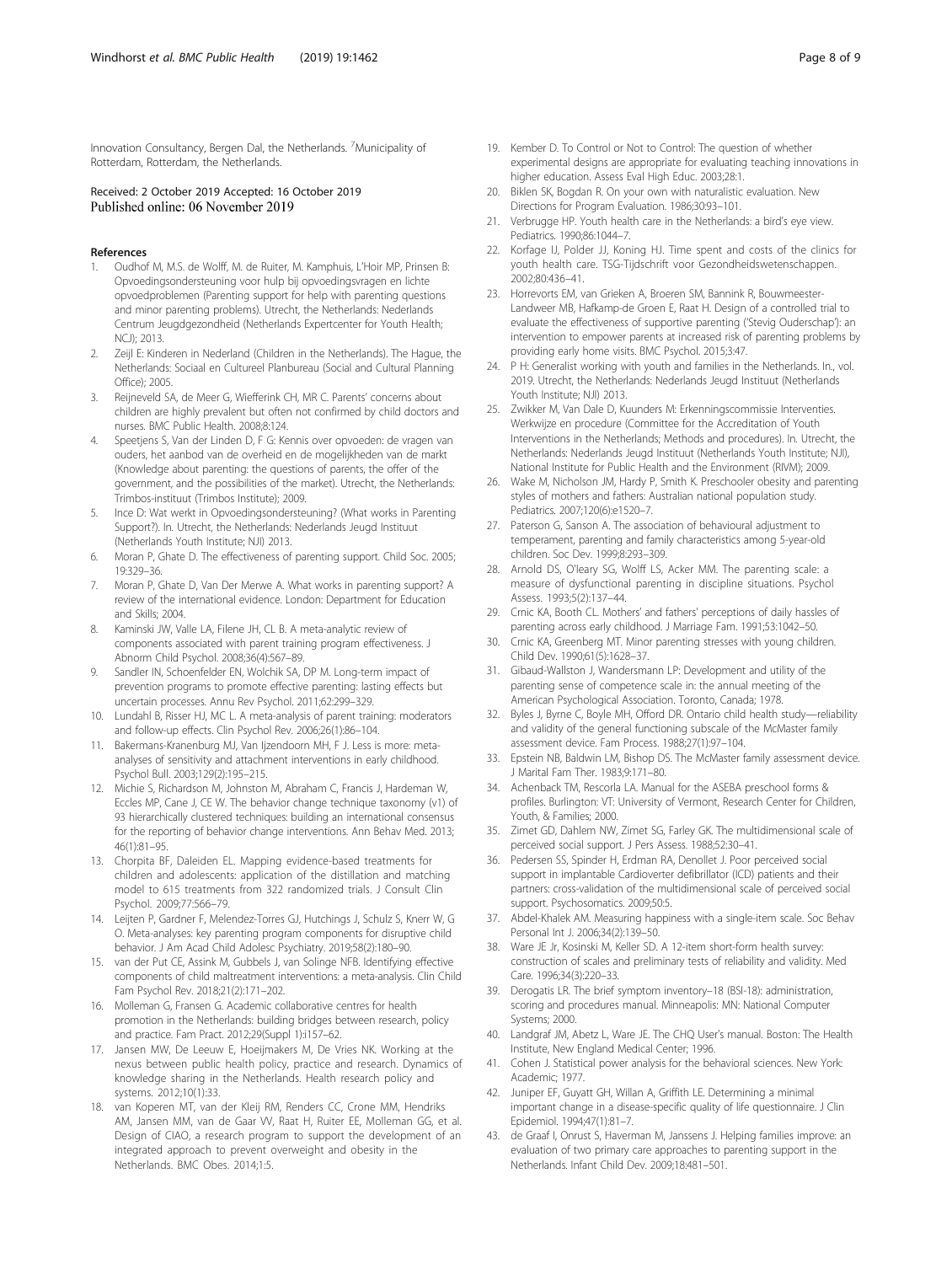Innovation Consultancy, Bergen Dal, the Netherlands. [7]Municipality of Rotterdam, Rotterdam, the Netherlands.

Received: 2 October 2019 Accepted: 16 October 2019
Published online: 06 November 2019

## References

1. Oudhof M, M.S. de Wolff, M. de Ruiter, M. Kamphuis, L'Hoir MP, Prinsen B: Opvoedingsondersteuning voor hulp bij opvoedingsvragen en lichte opvoedproblemen (Parenting support for help with parenting questions and minor parenting problems). Utrecht, the Netherlands: Nederlands Centrum Jeugdgezondheid (Netherlands Expertcenter for Youth Health; NCJ); 2013.
2. Zeijl E: Kinderen in Nederland (Children in the Netherlands). The Hague, the Netherlands: Sociaal en Cultureel Planbureau (Social and Cultural Planning Office); 2005.
3. Reijneveld SA, de Meer G, Wiefferink CH, MR C. Parents' concerns about children are highly prevalent but often not confirmed by child doctors and nurses. BMC Public Health. 2008;8:124.
4. Speetjens S, Van der Linden D, F G: Kennis over opvoeden: de vragen van ouders, het aanbod van de overheid en de mogelijkheden van de markt (Knowledge about parenting: the questions of parents, the offer of the government, and the possibilities of the market). Utrecht, the Netherlands: Trimbos-instituut (Trimbos Institute); 2009.
5. Ince D: Wat werkt in Opvoedingsondersteuning? (What works in Parenting Support?). In. Utrecht, the Netherlands: Nederlands Jeugd Instituut (Netherlands Youth Institute; NJI) 2013.
6. Moran P, Ghate D. The effectiveness of parenting support. Child Soc. 2005; 19:329–36.
7. Moran P, Ghate D, Van Der Merwe A. What works in parenting support? A review of the international evidence. London: Department for Education and Skills; 2004.
8. Kaminski JW, Valle LA, Filene JH, CL B. A meta-analytic review of components associated with parent training program effectiveness. J Abnorm Child Psychol. 2008;36(4):567–89.
9. Sandler IN, Schoenfelder EN, Wolchik SA, DP M. Long-term impact of prevention programs to promote effective parenting: lasting effects but uncertain processes. Annu Rev Psychol. 2011;62:299–329.
10. Lundahl B, Risser HJ, MC L. A meta-analysis of parent training: moderators and follow-up effects. Clin Psychol Rev. 2006;26(1):86–104.
11. Bakermans-Kranenburg MJ, Van Ijzendoorn MH, F J. Less is more: meta-analyses of sensitivity and attachment interventions in early childhood. Psychol Bull. 2003;129(2):195–215.
12. Michie S, Richardson M, Johnston M, Abraham C, Francis J, Hardeman W, Eccles MP, Cane J, CE W. The behavior change technique taxonomy (v1) of 93 hierarchically clustered techniques: building an international consensus for the reporting of behavior change interventions. Ann Behav Med. 2013; 46(1):81–95.
13. Chorpita BF, Daleiden EL. Mapping evidence-based treatments for children and adolescents: application of the distillation and matching model to 615 treatments from 322 randomized trials. J Consult Clin Psychol. 2009;77:566–79.
14. Leijten P, Gardner F, Melendez-Torres GJ, Hutchings J, Schulz S, Knerr W, G O. Meta-analyses: key parenting program components for disruptive child behavior. J Am Acad Child Adolesc Psychiatry. 2019;58(2):180–90.
15. van der Put CE, Assink M, Gubbels J, van Solinge NFB. Identifying effective components of child maltreatment interventions: a meta-analysis. Clin Child Fam Psychol Rev. 2018;21(2):171–202.
16. Molleman G, Fransen G. Academic collaborative centres for health promotion in the Netherlands: building bridges between research, policy and practice. Fam Pract. 2012;29(Suppl 1):i157–62.
17. Jansen MW, De Leeuw E, Hoeijmakers M, De Vries NK. Working at the nexus between public health policy, practice and research. Dynamics of knowledge sharing in the Netherlands. Health research policy and systems. 2012;10(1):33.
18. van Koperen MT, van der Kleij RM, Renders CC, Crone MM, Hendriks AM, Jansen MM, van de Gaar VV, Raat H, Ruiter EE, Molleman GG, et al. Design of CIAO, a research program to support the development of an integrated approach to prevent overweight and obesity in the Netherlands. BMC Obes. 2014;1:5.
19. Kember D. To Control or Not to Control: The question of whether experimental designs are appropriate for evaluating teaching innovations in higher education. Assess Eval High Educ. 2003;28:1.
20. Biklen SK, Bogdan R. On your own with naturalistic evaluation. New Directions for Program Evaluation. 1986;30:93–101.
21. Verbrugge HP. Youth health care in the Netherlands: a bird's eye view. Pediatrics. 1990;86:1044–7.
22. Korfage IJ, Polder JJ, Koning HJ. Time spent and costs of the clinics for youth health care. TSG-Tijdschrift voor Gezondheidswetenschappen. 2002;80:436–41.
23. Horrevorts EM, van Grieken A, Broeren SM, Bannink R, Bouwmeester-Landweer MB, Hafkamp-de Groen E, Raat H. Design of a controlled trial to evaluate the effectiveness of supportive parenting ('Stevig Ouderschap'): an intervention to empower parents at increased risk of parenting problems by providing early home visits. BMC Psychol. 2015;3:47.
24. P H: Generalist working with youth and families in the Netherlands. In., vol. 2019. Utrecht, the Netherlands: Nederlands Jeugd Instituut (Netherlands Youth Institute; NJI) 2013.
25. Zwikker M, Van Dale D, Kuunders M: Erkenningscommissie Interventies. Werkwijze en procedure (Committee for the Accreditation of Youth Interventions in the Netherlands; Methods and procedures). In. Utrecht, the Netherlands: Nederlands Jeugd Instituut (Netherlands Youth Institute; NJI), National Institute for Public Health and the Environment (RIVM); 2009.
26. Wake M, Nicholson JM, Hardy P, Smith K. Preschooler obesity and parenting styles of mothers and fathers: Australian national population study. Pediatrics. 2007;120(6):e1520–7.
27. Paterson G, Sanson A. The association of behavioural adjustment to temperament, parenting and family characteristics among 5-year-old children. Soc Dev. 1999;8:293–309.
28. Arnold DS, O'leary SG, Wolff LS, Acker MM. The parenting scale: a measure of dysfunctional parenting in discipline situations. Psychol Assess. 1993;5(2):137–44.
29. Crnic KA, Booth CL. Mothers' and fathers' perceptions of daily hassles of parenting across early childhood. J Marriage Fam. 1991;53:1042–50.
30. Crnic KA, Greenberg MT. Minor parenting stresses with young children. Child Dev. 1990;61(5):1628–37.
31. Gibaud-Wallston J, Wandersmann LP: Development and utility of the parenting sense of competence scale in: the annual meeting of the American Psychological Association. Toronto, Canada; 1978.
32. Byles J, Byrne C, Boyle MH, Offord DR. Ontario child health study—reliability and validity of the general functioning subscale of the McMaster family assessment device. Fam Process. 1988;27(1):97–104.
33. Epstein NB, Baldwin LM, Bishop DS. The McMaster family assessment device. J Marital Fam Ther. 1983;9:171–80.
34. Achenback TM, Rescorla LA. Manual for the ASEBA preschool forms & profiles. Burlington: VT: University of Vermont, Research Center for Children, Youth, & Families; 2000.
35. Zimet GD, Dahlem NW, Zimet SG, Farley GK. The multidimensional scale of perceived social support. J Pers Assess. 1988;52:30–41.
36. Pedersen SS, Spinder H, Erdman RA, Denollet J. Poor perceived social support in implantable Cardioverter defibrillator (ICD) patients and their partners: cross-validation of the multidimensional scale of perceived social support. Psychosomatics. 2009;50:5.
37. Abdel-Khalek AM. Measuring happiness with a single-item scale. Soc Behav Personal Int J. 2006;34(2):139–50.
38. Ware JE Jr, Kosinski M, Keller SD. A 12-item short-form health survey: construction of scales and preliminary tests of reliability and validity. Med Care. 1996;34(3):220–33.
39. Derogatis LR. The brief symptom inventory–18 (BSI-18): administration, scoring and procedures manual. Minneapolis: MN: National Computer Systems; 2000.
40. Landgraf JM, Abetz L, Ware JE. The CHQ User's manual. Boston: The Health Institute, New England Medical Center; 1996.
41. Cohen J. Statistical power analysis for the behavioral sciences. New York: Academic; 1977.
42. Juniper EF, Guyatt GH, Willan A, Griffith LE. Determining a minimal important change in a disease-specific quality of life questionnaire. J Clin Epidemiol. 1994;47(1):81–7.
43. de Graaf I, Onrust S, Haverman M, Janssens J. Helping families improve: an evaluation of two primary care approaches to parenting support in the Netherlands. Infant Child Dev. 2009;18:481–501.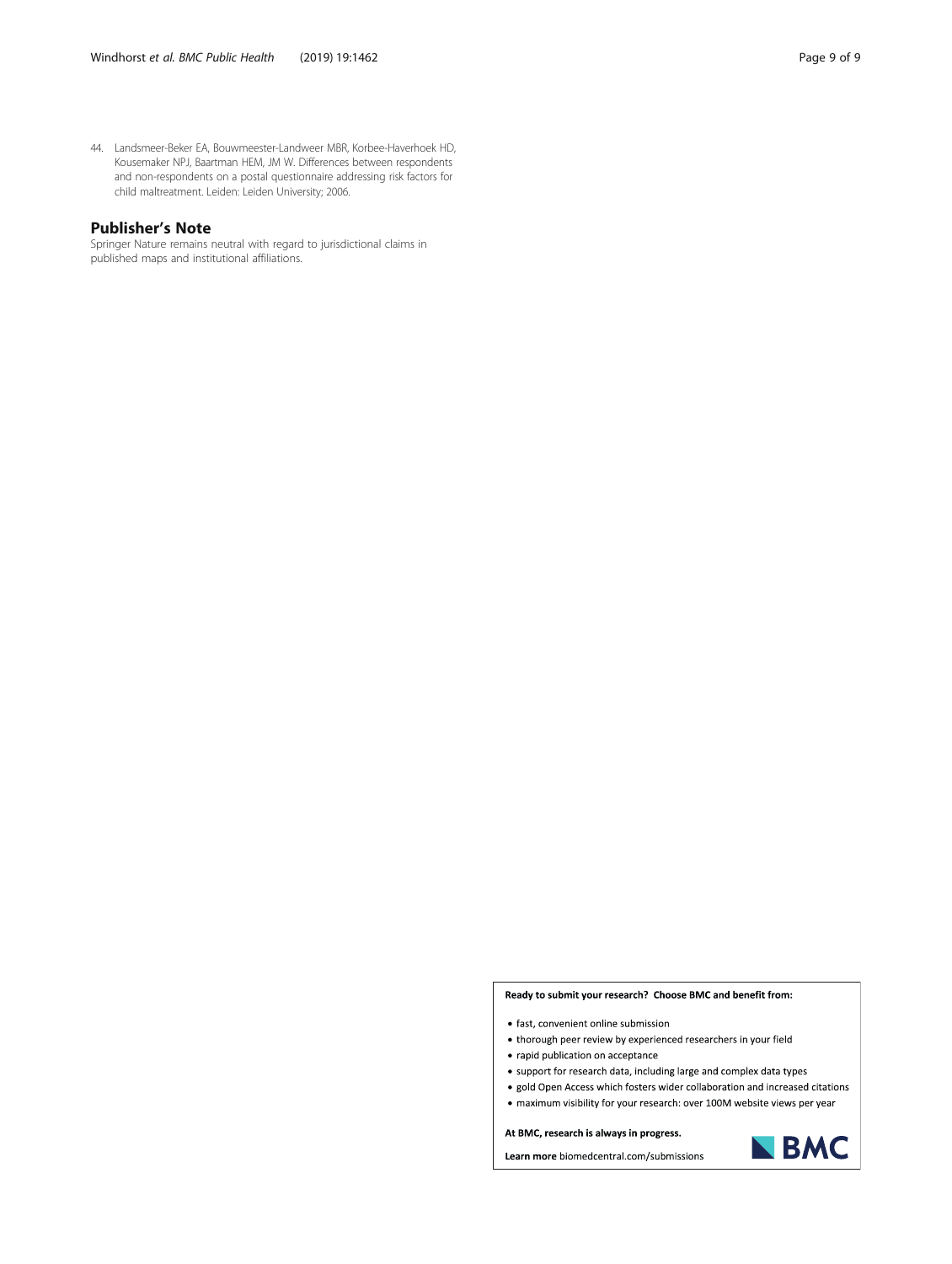44. Landsmeer-Beker EA, Bouwmeester-Landweer MBR, Korbee-Haverhoek HD, Kousemaker NPJ, Baartman HEM, JM W. Differences between respondents and non-respondents on a postal questionnaire addressing risk factors for child maltreatment. Leiden: Leiden University; 2006.

## Publisher's Note

Springer Nature remains neutral with regard to jurisdictional claims in published maps and institutional affiliations.

**Ready to submit your research? Choose BMC and benefit from:**

- fast, convenient online submission
- thorough peer review by experienced researchers in your field
- rapid publication on acceptance
- support for research data, including large and complex data types
- gold Open Access which fosters wider collaboration and increased citations
- maximum visibility for your research: over 100M website views per year

**At BMC, research is always in progress.**

**Learn more** biomedcentral.com/submissions

BMC